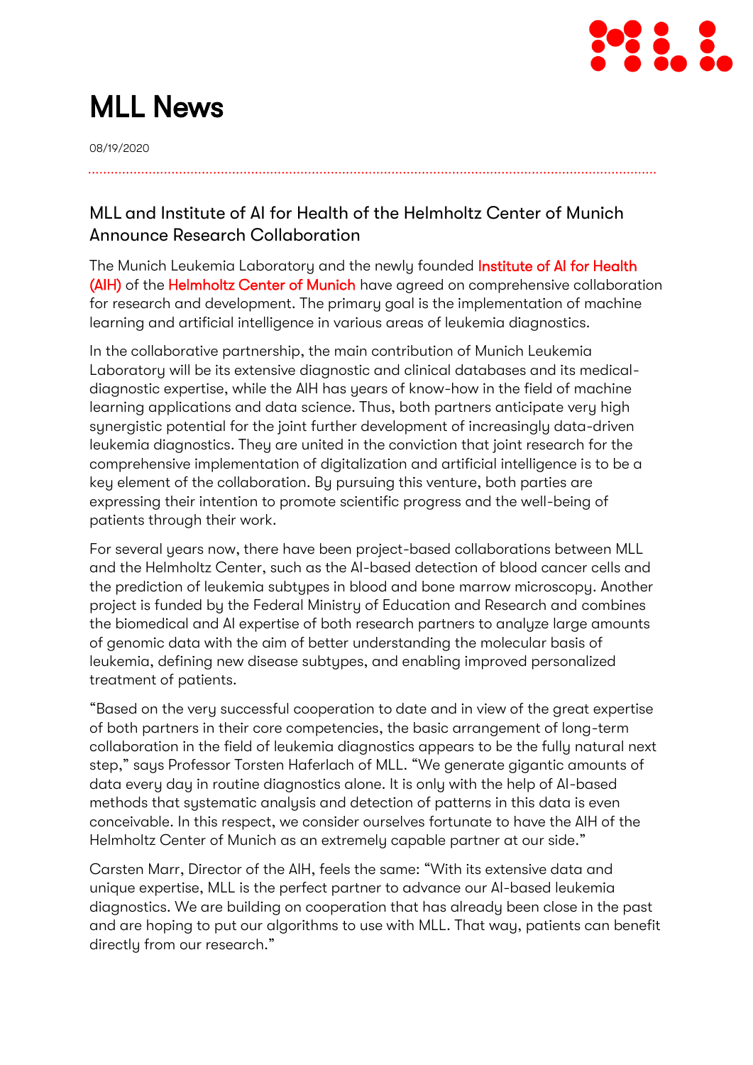# MLL News

08/19/2020

## MLL and Institute of AI for Health of the Helmholtz Center of Munich Announce Research Collaboration

The Munich Leukemia Laboratory and the newly founded Institute of AI for Health (AIH) of the Helmholtz Center of Munich have agreed on comprehensive collaboration for research and development. The primary goal is the implementation of machine learning and artificial intelligence in various areas of leukemia diagnostics.

In the collaborative partnership, the main contribution of Munich Leukemia Laboratory will be its extensive diagnostic and clinical databases and its medical-diagnostic expertise, while the AIH has years of know-how in the field of machine learning applications and data science. Thus, both partners anticipate very high synergistic potential for the joint further development of increasingly data-driven leukemia diagnostics. They are united in the conviction that joint research for the comprehensive implementation of digitalization and artificial intelligence is to be a key element of the collaboration. By pursuing this venture, both parties are expressing their intention to promote scientific progress and the well-being of patients through their work.

For several years now, there have been project-based collaborations between MLL and the Helmholtz Center, such as the AI-based detection of blood cancer cells and the prediction of leukemia subtypes in blood and bone marrow microscopy. Another project is funded by the Federal Ministry of Education and Research and combines the biomedical and AI expertise of both research partners to analyze large amounts of genomic data with the aim of better understanding the molecular basis of leukemia, defining new disease subtypes, and enabling improved personalized treatment of patients.

"Based on the very successful cooperation to date and in view of the great expertise of both partners in their core competencies, the basic arrangement of long-term collaboration in the field of leukemia diagnostics appears to be the fully natural next step," says Professor Torsten Haferlach of MLL. "We generate gigantic amounts of data every day in routine diagnostics alone. It is only with the help of AI-based methods that systematic analysis and detection of patterns in this data is even conceivable. In this respect, we consider ourselves fortunate to have the AIH of the Helmholtz Center of Munich as an extremely capable partner at our side."

Carsten Marr, Director of the AIH, feels the same: "With its extensive data and unique expertise, MLL is the perfect partner to advance our AI-based leukemia diagnostics. We are building on cooperation that has already been close in the past and are hoping to put our algorithms to use with MLL. That way, patients can benefit directly from our research."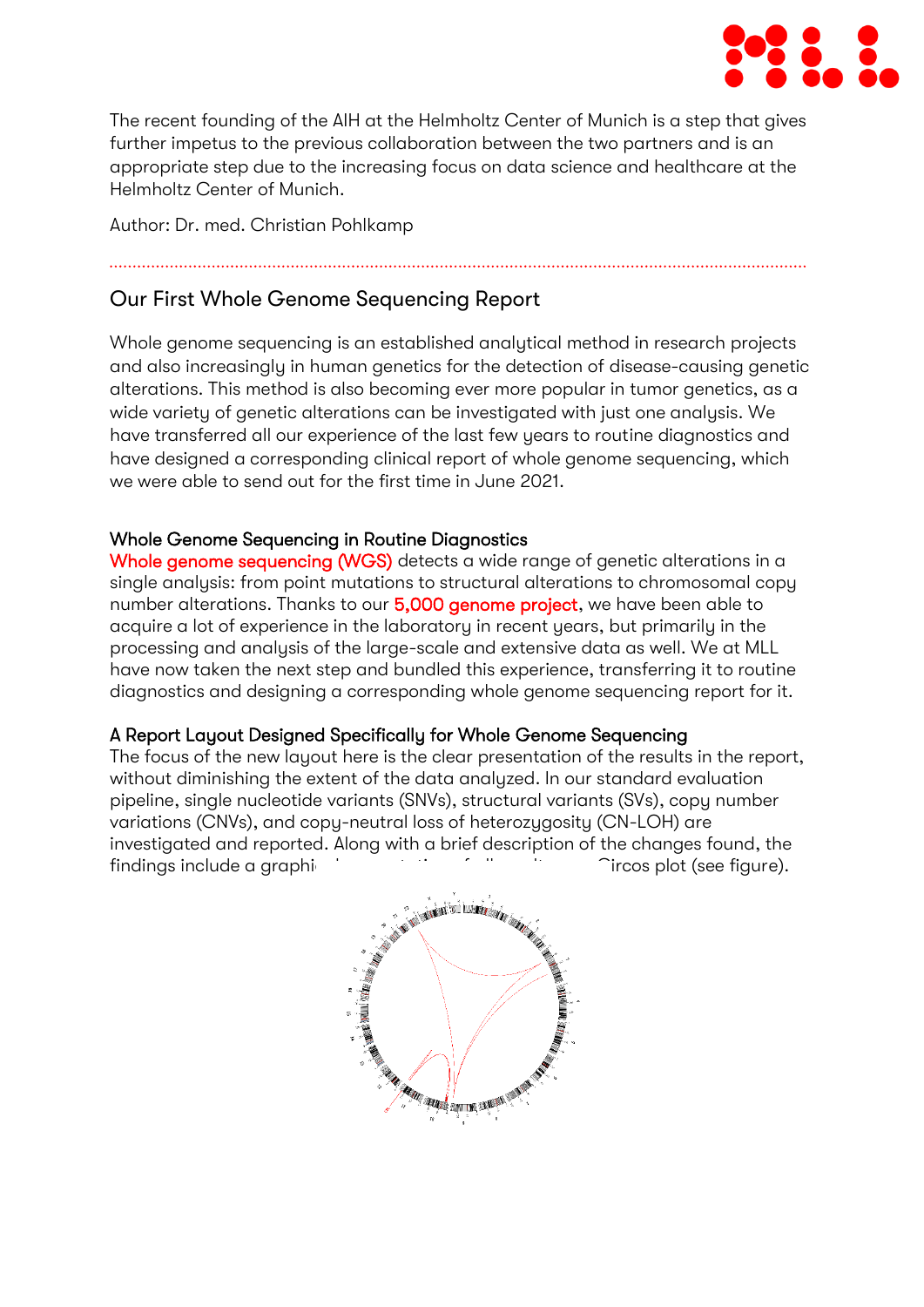The recent founding of the AIH at the Helmholtz Center of Munich is a step that gives further impetus to the previous collaboration between the two partners and is an appropriate step due to the increasing focus on data science and healthcare at the Helmholtz Center of Munich.

Author: Dr. med. Christian Pohlkamp

## Our First Whole Genome Sequencing Report

Whole genome sequencing is an established analytical method in research projects and also increasingly in human genetics for the detection of disease-causing genetic alterations. This method is also becoming ever more popular in tumor genetics, as a wide variety of genetic alterations can be investigated with just one analysis. We have transferred all our experience of the last few years to routine diagnostics and have designed a corresponding clinical report of whole genome sequencing, which we were able to send out for the first time in June 2021.

### Whole Genome Sequencing in Routine Diagnostics

Whole genome sequencing (WGS) detects a wide range of genetic alterations in a single analysis: from point mutations to structural alterations to chromosomal copy number alterations. Thanks to our 5,000 genome project, we have been able to acquire a lot of experience in the laboratory in recent years, but primarily in the processing and analysis of the large-scale and extensive data as well. We at MLL have now taken the next step and bundled this experience, transferring it to routine diagnostics and designing a corresponding whole genome sequencing report for it.

### A Report Layout Designed Specifically for Whole Genome Sequencing

The focus of the new layout here is the clear presentation of the results in the report, without diminishing the extent of the data analyzed. In our standard evaluation pipeline, single nucleotide variants (SNVs), structural variants (SVs), copy number variations (CNVs), and copy-neutral loss of heterozygosity (CN-LOH) are investigated and reported. Along with a brief description of the changes found, the findings include a graphi... Circos plot (see figure).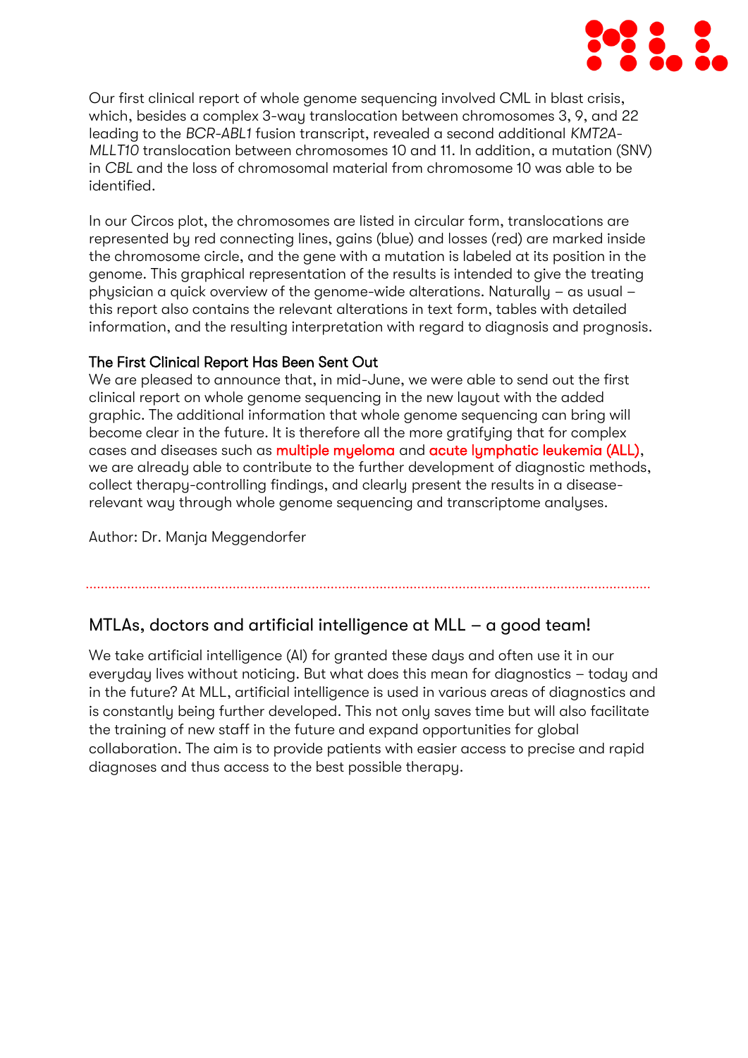Our first clinical report of whole genome sequencing involved CML in blast crisis, which, besides a complex 3-way translocation between chromosomes 3, 9, and 22 leading to the *BCR-ABL1* fusion transcript, revealed a second additional *KMT2A-MLLT10* translocation between chromosomes 10 and 11. In addition, a mutation (SNV) in *CBL* and the loss of chromosomal material from chromosome 10 was able to be identified.

In our Circos plot, the chromosomes are listed in circular form, translocations are represented by red connecting lines, gains (blue) and losses (red) are marked inside the chromosome circle, and the gene with a mutation is labeled at its position in the genome. This graphical representation of the results is intended to give the treating physician a quick overview of the genome-wide alterations. Naturally – as usual – this report also contains the relevant alterations in text form, tables with detailed information, and the resulting interpretation with regard to diagnosis and prognosis.

### The First Clinical Report Has Been Sent Out

We are pleased to announce that, in mid-June, we were able to send out the first clinical report on whole genome sequencing in the new layout with the added graphic. The additional information that whole genome sequencing can bring will become clear in the future. It is therefore all the more gratifying that for complex cases and diseases such as multiple myeloma and acute lymphatic leukemia (ALL), we are already able to contribute to the further development of diagnostic methods, collect therapy-controlling findings, and clearly present the results in a disease-relevant way through whole genome sequencing and transcriptome analyses.

Author: Dr. Manja Meggendorfer

---

## MTLAs, doctors and artificial intelligence at MLL – a good team!

We take artificial intelligence (AI) for granted these days and often use it in our everyday lives without noticing. But what does this mean for diagnostics – today and in the future? At MLL, artificial intelligence is used in various areas of diagnostics and is constantly being further developed. This not only saves time but will also facilitate the training of new staff in the future and expand opportunities for global collaboration. The aim is to provide patients with easier access to precise and rapid diagnoses and thus access to the best possible therapy.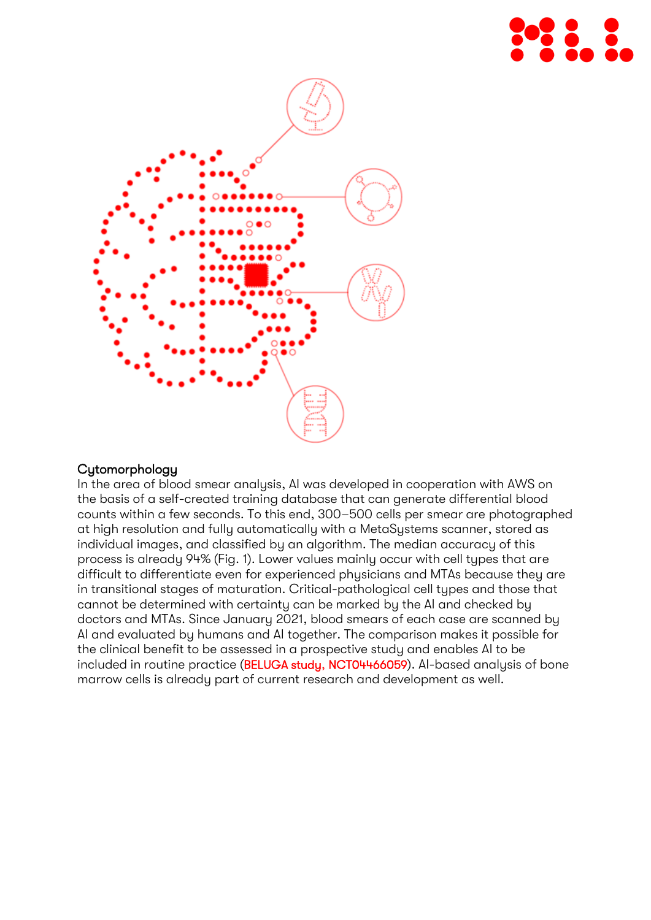## Cytomorphology

In the area of blood smear analysis, AI was developed in cooperation with AWS on the basis of a self-created training database that can generate differential blood counts within a few seconds. To this end, 300–500 cells per smear are photographed at high resolution and fully automatically with a MetaSystems scanner, stored as individual images, and classified by an algorithm. The median accuracy of this process is already 94% (Fig. 1). Lower values mainly occur with cell types that are difficult to differentiate even for experienced physicians and MTAs because they are in transitional stages of maturation. Critical-pathological cell types and those that cannot be determined with certainty can be marked by the AI and checked by doctors and MTAs. Since January 2021, blood smears of each case are scanned by AI and evaluated by humans and AI together. The comparison makes it possible for the clinical benefit to be assessed in a prospective study and enables AI to be included in routine practice (BELUGA study, NCT04466059). AI-based analysis of bone marrow cells is already part of current research and development as well.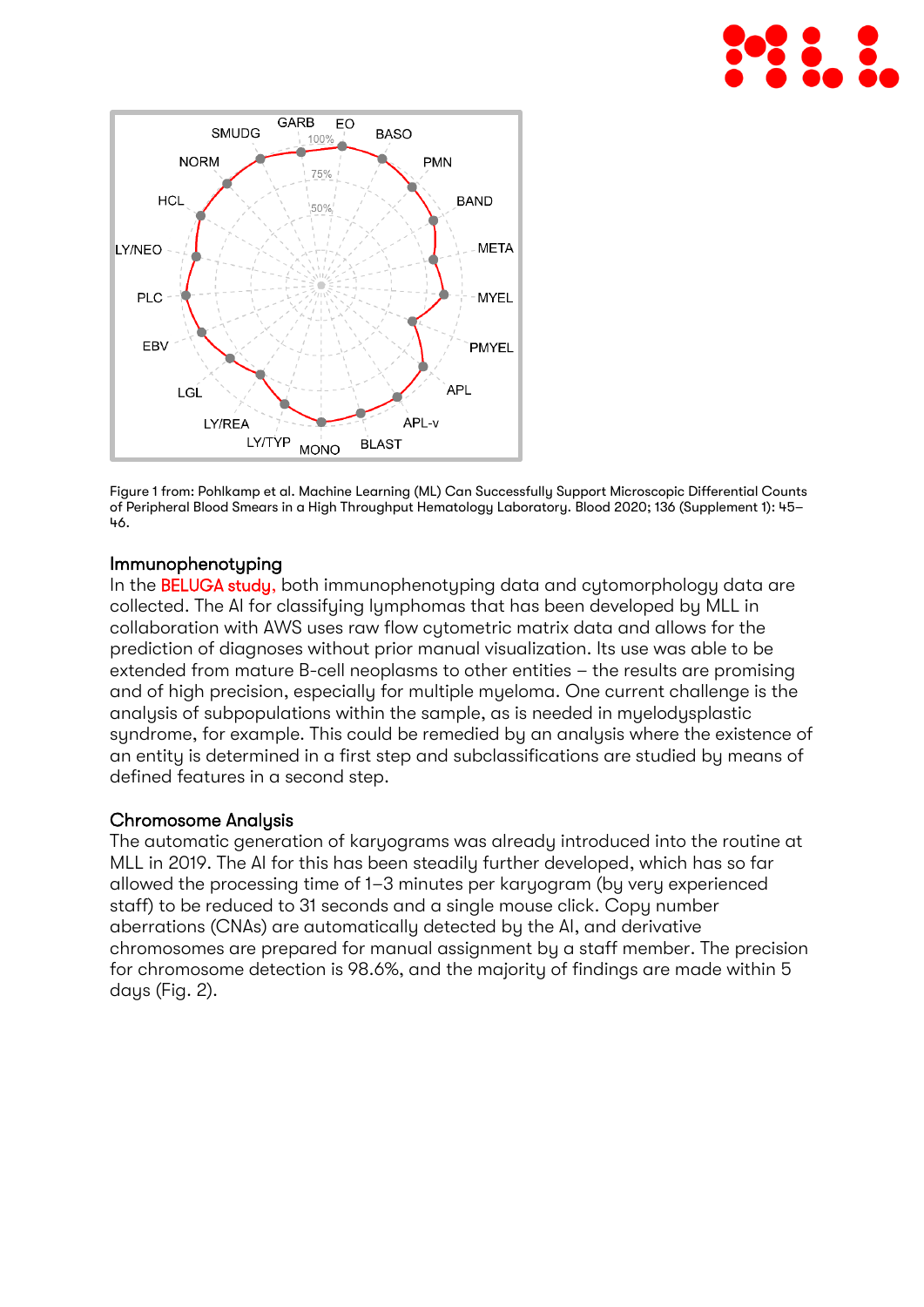GARB
EO
SMUDG
BASO
100%
NORM
PMN
75%
HCL
BAND
50%
LY/NEO
META
PLC
MYEL
EBV
PMYEL
APL
LGL
LY/REA
APL-v
LY/TYP
MONO
BLAST

Figure 1 from: Pohlkamp et al. Machine Learning (ML) Can Successfully Support Microscopic Differential Counts of Peripheral Blood Smears in a High Throughput Hematology Laboratory. Blood 2020; 136 (Supplement 1): 45–46.

## Immunophenotyping

In the BELUGA study, both immunophenotyping data and cytomorphology data are collected. The AI for classifying lymphomas that has been developed by MLL in collaboration with AWS uses raw flow cytometric matrix data and allows for the prediction of diagnoses without prior manual visualization. Its use was able to be extended from mature B-cell neoplasms to other entities – the results are promising and of high precision, especially for multiple myeloma. One current challenge is the analysis of subpopulations within the sample, as is needed in myelodysplastic syndrome, for example. This could be remedied by an analysis where the existence of an entity is determined in a first step and subclassifications are studied by means of defined features in a second step.

## Chromosome Analysis

The automatic generation of karyograms was already introduced into the routine at MLL in 2019. The AI for this has been steadily further developed, which has so far allowed the processing time of 1–3 minutes per karyogram (by very experienced staff) to be reduced to 31 seconds and a single mouse click. Copy number aberrations (CNAs) are automatically detected by the AI, and derivative chromosomes are prepared for manual assignment by a staff member. The precision for chromosome detection is 98.6%, and the majority of findings are made within 5 days (Fig. 2).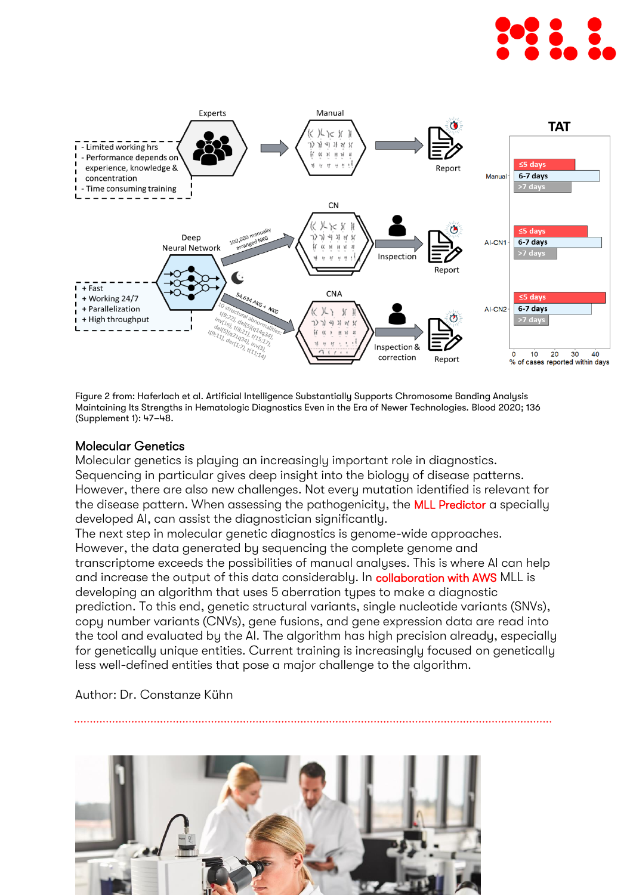Experts

Manual

- Limited working hrs
- Performance depends on experience, knowledge & concentration
- Time consuming training

Report

CN

Deep Neural Network

100,000 manually arranged NKG

Inspection

Report

+ Fast
+ Working 24/7
+ Parallelization
+ High throughput

54,634 AKG + NKG

10 structural abnormalities: t(9;22), del(5)(q14q34), inv(16), t(8;21), t(15;17), del(5)(q21q34), inv(3), t(9;11), der(1;7), t(11;14)

CNA

Inspection & correction

Report

TAT

Manual

≤5 days

6-7 days

>7 days

AI-CN1

≤5 days

6-7 days

>7 days

AI-CN2

≤5 days

6-7 days

>7 days

0 10 20 30 40

% of cases reported within days

Figure 2 from: Haferlach et al. Artificial Intelligence Substantially Supports Chromosome Banding Analysis Maintaining Its Strengths in Hematologic Diagnostics Even in the Era of Newer Technologies. Blood 2020; 136 (Supplement 1): 47–48.

## Molecular Genetics

Molecular genetics is playing an increasingly important role in diagnostics. Sequencing in particular gives deep insight into the biology of disease patterns. However, there are also new challenges. Not every mutation identified is relevant for the disease pattern. When assessing the pathogenicity, the MLL Predictor a specially developed AI, can assist the diagnostician significantly.
The next step in molecular genetic diagnostics is genome-wide approaches. However, the data generated by sequencing the complete genome and transcriptome exceeds the possibilities of manual analyses. This is where AI can help and increase the output of this data considerably. In collaboration with AWS MLL is developing an algorithm that uses 5 aberration types to make a diagnostic prediction. To this end, genetic structural variants, single nucleotide variants (SNVs), copy number variants (CNVs), gene fusions, and gene expression data are read into the tool and evaluated by the AI. The algorithm has high precision already, especially for genetically unique entities. Current training is increasingly focused on genetically less well-defined entities that pose a major challenge to the algorithm.

Author: Dr. Constanze Kühn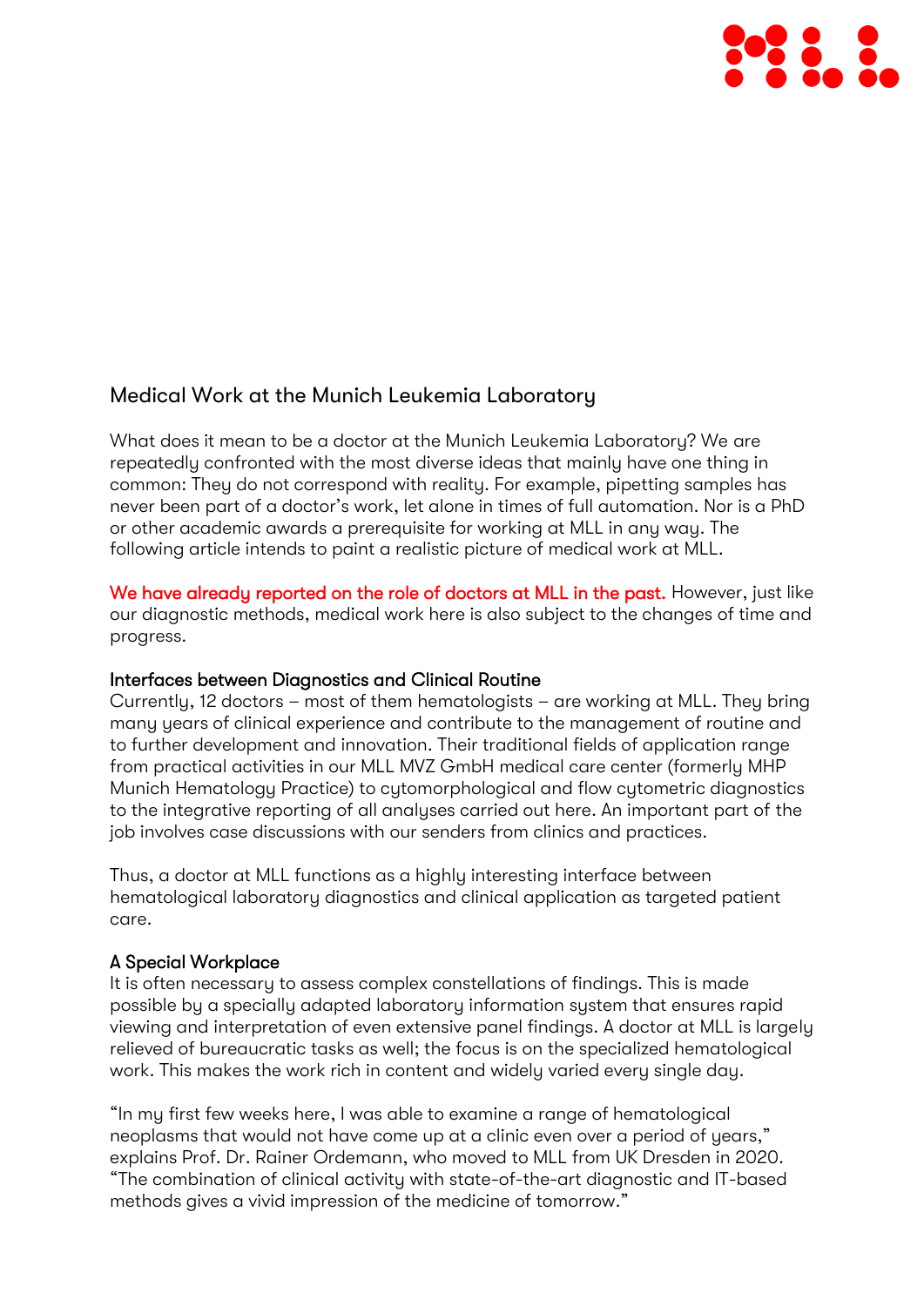# Medical Work at the Munich Leukemia Laboratory

What does it mean to be a doctor at the Munich Leukemia Laboratory? We are repeatedly confronted with the most diverse ideas that mainly have one thing in common: They do not correspond with reality. For example, pipetting samples has never been part of a doctor's work, let alone in times of full automation. Nor is a PhD or other academic awards a prerequisite for working at MLL in any way. The following article intends to paint a realistic picture of medical work at MLL.

We have already reported on the role of doctors at MLL in the past. However, just like our diagnostic methods, medical work here is also subject to the changes of time and progress.

## Interfaces between Diagnostics and Clinical Routine

Currently, 12 doctors – most of them hematologists – are working at MLL. They bring many years of clinical experience and contribute to the management of routine and to further development and innovation. Their traditional fields of application range from practical activities in our MLL MVZ GmbH medical care center (formerly MHP Munich Hematology Practice) to cytomorphological and flow cytometric diagnostics to the integrative reporting of all analyses carried out here. An important part of the job involves case discussions with our senders from clinics and practices.

Thus, a doctor at MLL functions as a highly interesting interface between hematological laboratory diagnostics and clinical application as targeted patient care.

## A Special Workplace

It is often necessary to assess complex constellations of findings. This is made possible by a specially adapted laboratory information system that ensures rapid viewing and interpretation of even extensive panel findings. A doctor at MLL is largely relieved of bureaucratic tasks as well; the focus is on the specialized hematological work. This makes the work rich in content and widely varied every single day.

"In my first few weeks here, I was able to examine a range of hematological neoplasms that would not have come up at a clinic even over a period of years," explains Prof. Dr. Rainer Ordemann, who moved to MLL from UK Dresden in 2020. "The combination of clinical activity with state-of-the-art diagnostic and IT-based methods gives a vivid impression of the medicine of tomorrow."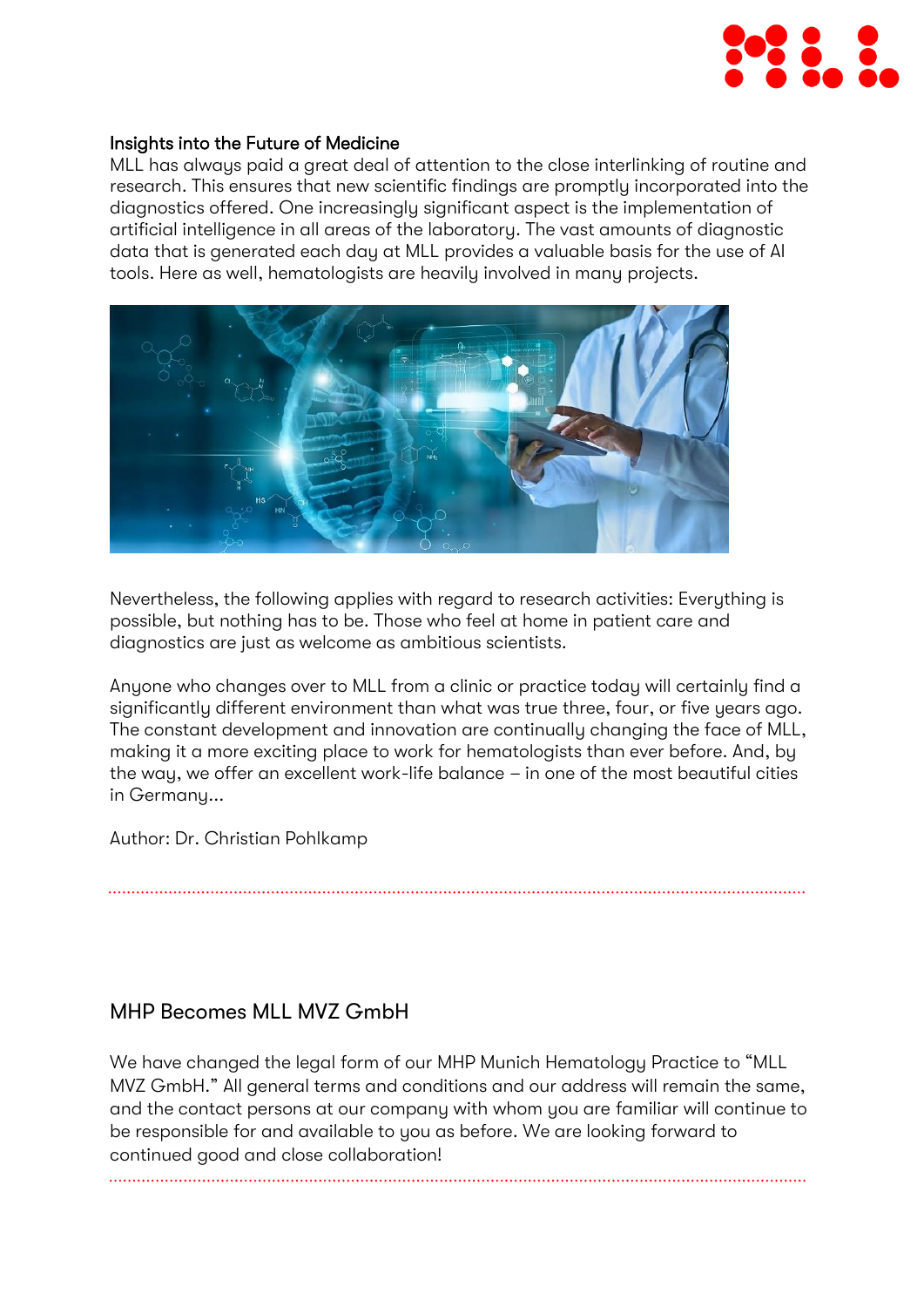### Insights into the Future of Medicine

MLL has always paid a great deal of attention to the close interlinking of routine and research. This ensures that new scientific findings are promptly incorporated into the diagnostics offered. One increasingly significant aspect is the implementation of artificial intelligence in all areas of the laboratory. The vast amounts of diagnostic data that is generated each day at MLL provides a valuable basis for the use of AI tools. Here as well, hematologists are heavily involved in many projects.

Nevertheless, the following applies with regard to research activities: Everything is possible, but nothing has to be. Those who feel at home in patient care and diagnostics are just as welcome as ambitious scientists.

Anyone who changes over to MLL from a clinic or practice today will certainly find a significantly different environment than what was true three, four, or five years ago. The constant development and innovation are continually changing the face of MLL, making it a more exciting place to work for hematologists than ever before. And, by the way, we offer an excellent work-life balance – in one of the most beautiful cities in Germany...

Author: Dr. Christian Pohlkamp

## MHP Becomes MLL MVZ GmbH

We have changed the legal form of our MHP Munich Hematology Practice to "MLL MVZ GmbH." All general terms and conditions and our address will remain the same, and the contact persons at our company with whom you are familiar will continue to be responsible for and available to you as before. We are looking forward to continued good and close collaboration!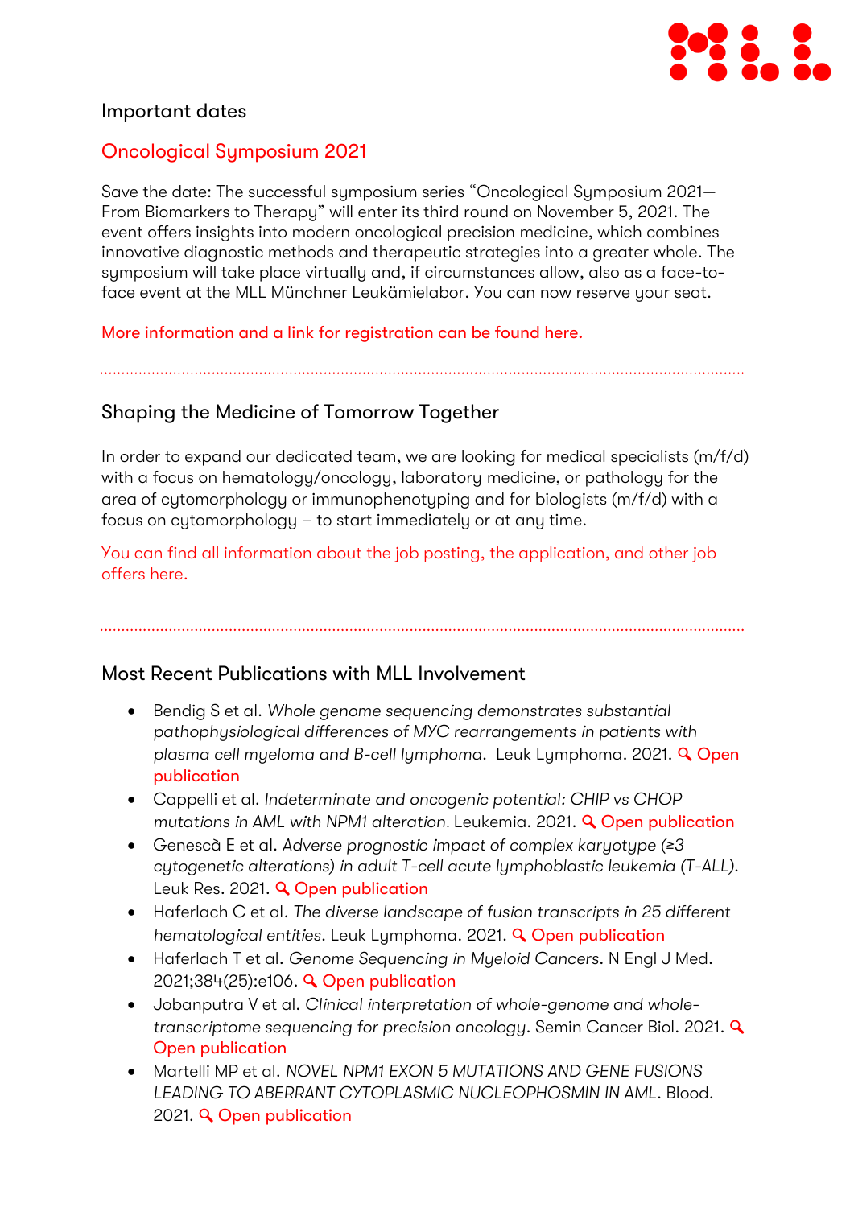## Important dates

### Oncological Symposium 2021

Save the date: The successful symposium series “Oncological Symposium 2021—From Biomarkers to Therapy” will enter its third round on November 5, 2021. The event offers insights into modern oncological precision medicine, which combines innovative diagnostic methods and therapeutic strategies into a greater whole. The symposium will take place virtually and, if circumstances allow, also as a face-to-face event at the MLL Münchner Leukämielabor. You can now reserve your seat.

More information and a link for registration can be found here.

---

## Shaping the Medicine of Tomorrow Together

In order to expand our dedicated team, we are looking for medical specialists (m/f/d) with a focus on hematology/oncology, laboratory medicine, or pathology for the area of cytomorphology or immunophenotyping and for biologists (m/f/d) with a focus on cytomorphology – to start immediately or at any time.

You can find all information about the job posting, the application, and other job offers here.

---

## Most Recent Publications with MLL Involvement

- Bendig S et al. *Whole genome sequencing demonstrates substantial pathophysiological differences of MYC rearrangements in patients with plasma cell myeloma and B-cell lymphoma.* Leuk Lymphoma. 2021. Open publication
- Cappelli et al. *Indeterminate and oncogenic potential: CHIP vs CHOP mutations in AML with NPM1 alteration*. Leukemia. 2021. Open publication
- Genescà E et al. *Adverse prognostic impact of complex karyotype (≥3 cytogenetic alterations) in adult T-cell acute lymphoblastic leukemia (T-ALL).* Leuk Res. 2021. Open publication
- Haferlach C et al. *The diverse landscape of fusion transcripts in 25 different hematological entities*. Leuk Lymphoma. 2021. Open publication
- Haferlach T et al. *Genome Sequencing in Myeloid Cancers*. N Engl J Med. 2021;384(25):e106. Open publication
- Jobanputra V et al. *Clinical interpretation of whole-genome and whole-transcriptome sequencing for precision oncology*. Semin Cancer Biol. 2021. Open publication
- Martelli MP et al. *NOVEL NPM1 EXON 5 MUTATIONS AND GENE FUSIONS LEADING TO ABERRANT CYTOPLASMIC NUCLEOPHOSMIN IN AML*. Blood. 2021. Open publication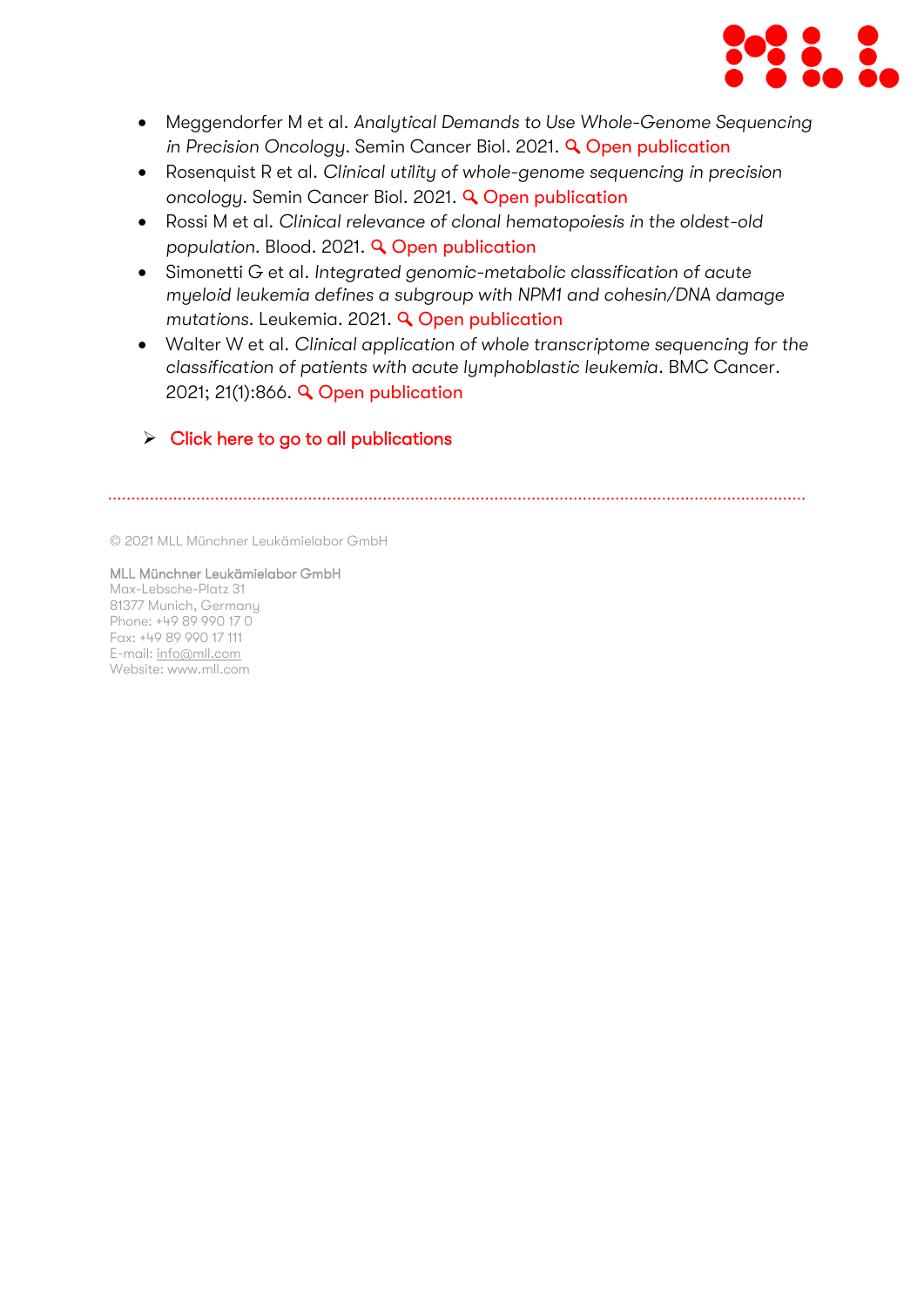- Meggendorfer M et al. *Analytical Demands to Use Whole-Genome Sequencing in Precision Oncology*. Semin Cancer Biol. 2021. 🔍 Open publication
- Rosenquist R et al. *Clinical utility of whole-genome sequencing in precision oncology*. Semin Cancer Biol. 2021. 🔍 Open publication
- Rossi M et al. *Clinical relevance of clonal hematopoiesis in the oldest-old population*. Blood. 2021. 🔍 Open publication
- Simonetti G et al. *Integrated genomic-metabolic classification of acute myeloid leukemia defines a subgroup with NPM1 and cohesin/DNA damage mutations*. Leukemia. 2021. 🔍 Open publication
- Walter W et al. *Clinical application of whole transcriptome sequencing for the classification of patients with acute lymphoblastic leukemia*. BMC Cancer. 2021; 21(1):866. 🔍 Open publication

➢ Click here to go to all publications

---

© 2021 MLL Münchner Leukämielabor GmbH

MLL Münchner Leukämielabor GmbH
Max-Lebsche-Platz 31
81377 Munich, Germany
Phone: +49 89 990 17 0
Fax: +49 89 990 17 111
E-mail: info@mll.com
Website: www.mll.com